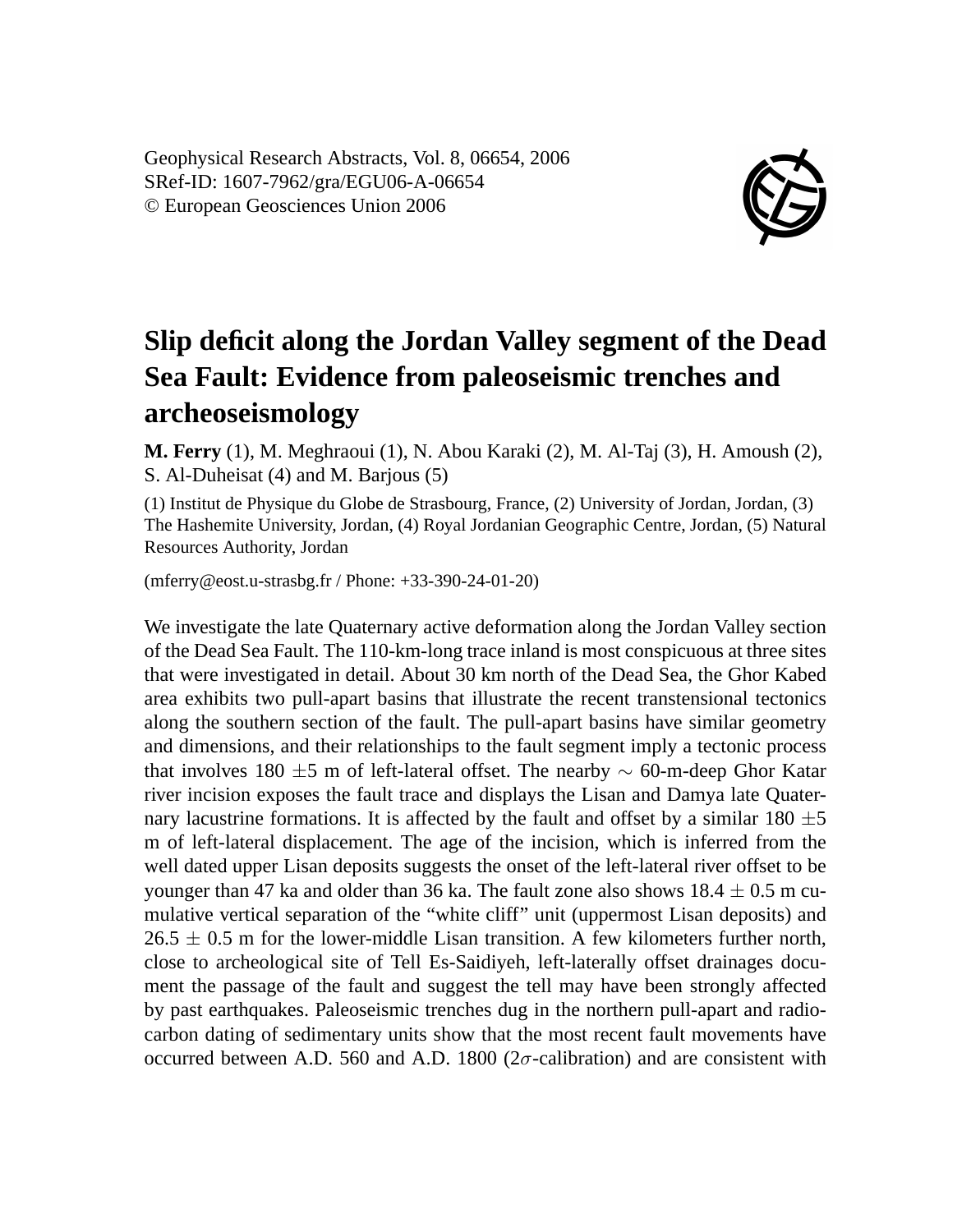Geophysical Research Abstracts, Vol. 8, 06654, 2006
SRef-ID: 1607-7962/gra/EGU06-A-06654
© European Geosciences Union 2006

# Slip deficit along the Jordan Valley segment of the Dead Sea Fault: Evidence from paleoseismic trenches and archeoseismology

**M. Ferry** (1), M. Meghraoui (1), N. Abou Karaki (2), M. Al-Taj (3), H. Amoush (2), S. Al-Duheisat (4) and M. Barjous (5)

(1) Institut de Physique du Globe de Strasbourg, France, (2) University of Jordan, Jordan, (3) The Hashemite University, Jordan, (4) Royal Jordanian Geographic Centre, Jordan, (5) Natural Resources Authority, Jordan

(mferry@eost.u-strasbg.fr / Phone: +33-390-24-01-20)

We investigate the late Quaternary active deformation along the Jordan Valley section of the Dead Sea Fault. The 110-km-long trace inland is most conspicuous at three sites that were investigated in detail. About 30 km north of the Dead Sea, the Ghor Kabed area exhibits two pull-apart basins that illustrate the recent transtensional tectonics along the southern section of the fault. The pull-apart basins have similar geometry and dimensions, and their relationships to the fault segment imply a tectonic process that involves 180 $\pm$5 m of left-lateral offset. The nearby $\sim$ 60-m-deep Ghor Katar river incision exposes the fault trace and displays the Lisan and Damya late Quaternary lacustrine formations. It is affected by the fault and offset by a similar 180 $\pm$5 m of left-lateral displacement. The age of the incision, which is inferred from the well dated upper Lisan deposits suggests the onset of the left-lateral river offset to be younger than 47 ka and older than 36 ka. The fault zone also shows 18.4 $\pm$ 0.5 m cumulative vertical separation of the "white cliff" unit (uppermost Lisan deposits) and 26.5 $\pm$ 0.5 m for the lower-middle Lisan transition. A few kilometers further north, close to archeological site of Tell Es-Saidiyeh, left-laterally offset drainages document the passage of the fault and suggest the tell may have been strongly affected by past earthquakes. Paleoseismic trenches dug in the northern pull-apart and radiocarbon dating of sedimentary units show that the most recent fault movements have occurred between A.D. 560 and A.D. 1800 ($2\sigma$-calibration) and are consistent with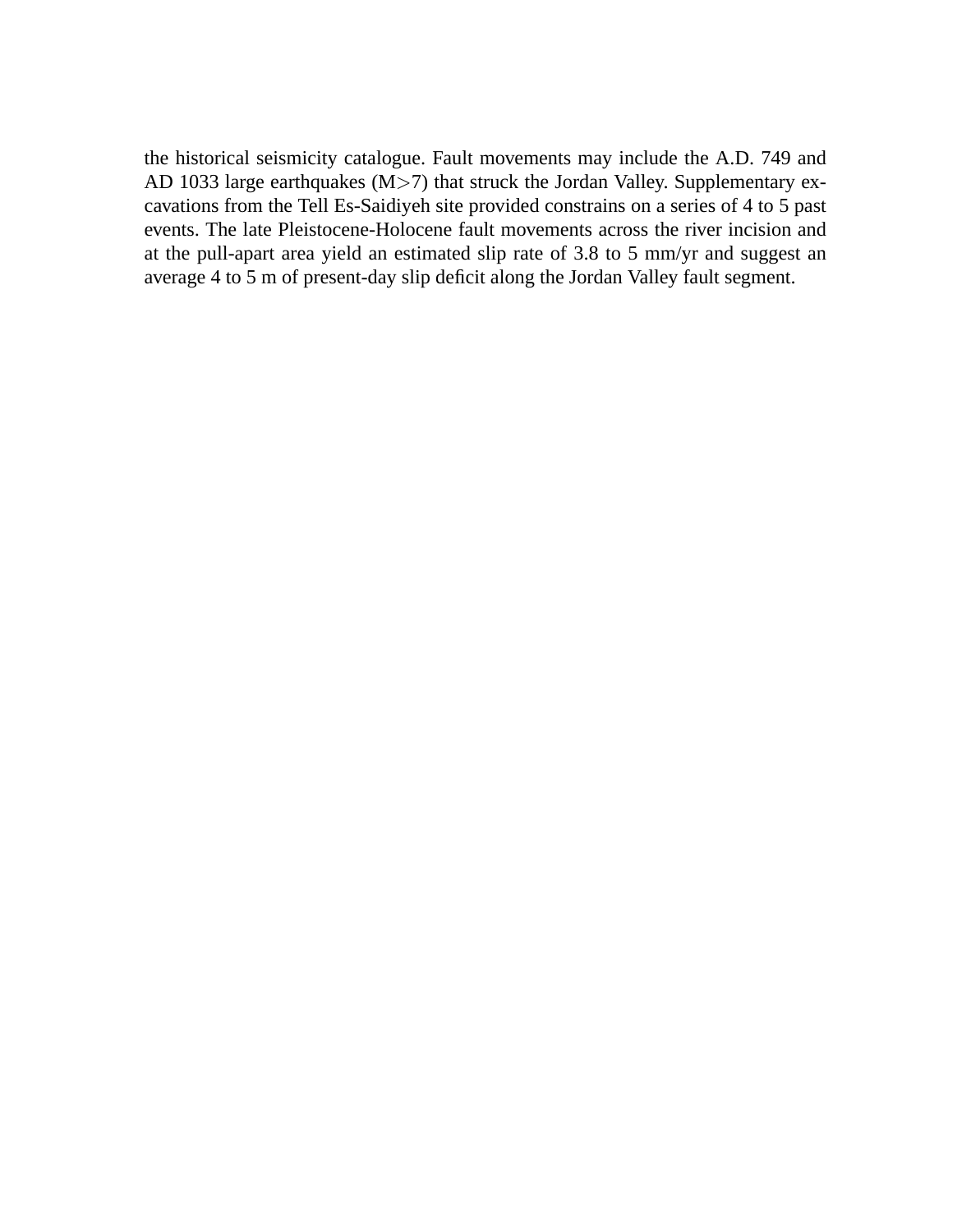the historical seismicity catalogue. Fault movements may include the A.D. 749 and AD 1033 large earthquakes (M>7) that struck the Jordan Valley. Supplementary excavations from the Tell Es-Saidiyeh site provided constrains on a series of 4 to 5 past events. The late Pleistocene-Holocene fault movements across the river incision and at the pull-apart area yield an estimated slip rate of 3.8 to 5 mm/yr and suggest an average 4 to 5 m of present-day slip deficit along the Jordan Valley fault segment.